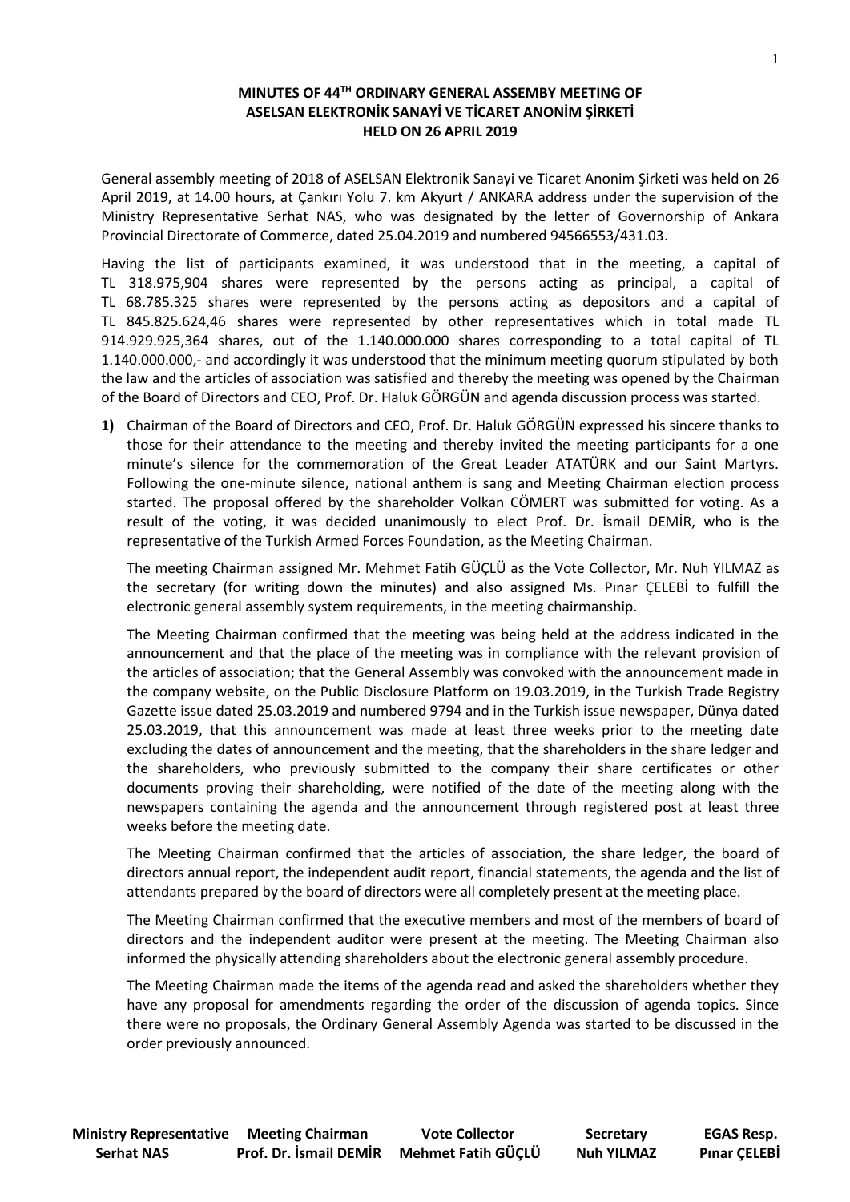**MINUTES OF 44TH ORDINARY GENERAL ASSEMBY MEETING OF ASELSAN ELEKTRONİK SANAYİ VE TİCARET ANONİM ŞİRKETİ HELD ON 26 APRIL 2019**

General assembly meeting of 2018 of ASELSAN Elektronik Sanayi ve Ticaret Anonim Şirketi was held on 26 April 2019, at 14.00 hours, at Çankırı Yolu 7. km Akyurt / ANKARA address under the supervision of the Ministry Representative Serhat NAS, who was designated by the letter of Governorship of Ankara Provincial Directorate of Commerce, dated 25.04.2019 and numbered 94566553/431.03.

Having the list of participants examined, it was understood that in the meeting, a capital of TL 318.975,904 shares were represented by the persons acting as principal, a capital of TL 68.785.325 shares were represented by the persons acting as depositors and a capital of TL 845.825.624,46 shares were represented by other representatives which in total made TL 914.929.925,364 shares, out of the 1.140.000.000 shares corresponding to a total capital of TL 1.140.000.000,- and accordingly it was understood that the minimum meeting quorum stipulated by both the law and the articles of association was satisfied and thereby the meeting was opened by the Chairman of the Board of Directors and CEO, Prof. Dr. Haluk GÖRGÜN and agenda discussion process was started.

**1)** Chairman of the Board of Directors and CEO, Prof. Dr. Haluk GÖRGÜN expressed his sincere thanks to those for their attendance to the meeting and thereby invited the meeting participants for a one minute's silence for the commemoration of the Great Leader ATATÜRK and our Saint Martyrs. Following the one-minute silence, national anthem is sang and Meeting Chairman election process started. The proposal offered by the shareholder Volkan CÖMERT was submitted for voting. As a result of the voting, it was decided unanimously to elect Prof. Dr. İsmail DEMİR, who is the representative of the Turkish Armed Forces Foundation, as the Meeting Chairman.

The meeting Chairman assigned Mr. Mehmet Fatih GÜÇLÜ as the Vote Collector, Mr. Nuh YILMAZ as the secretary (for writing down the minutes) and also assigned Ms. Pınar ÇELEBİ to fulfill the electronic general assembly system requirements, in the meeting chairmanship.

The Meeting Chairman confirmed that the meeting was being held at the address indicated in the announcement and that the place of the meeting was in compliance with the relevant provision of the articles of association; that the General Assembly was convoked with the announcement made in the company website, on the Public Disclosure Platform on 19.03.2019, in the Turkish Trade Registry Gazette issue dated 25.03.2019 and numbered 9794 and in the Turkish issue newspaper, Dünya dated 25.03.2019, that this announcement was made at least three weeks prior to the meeting date excluding the dates of announcement and the meeting, that the shareholders in the share ledger and the shareholders, who previously submitted to the company their share certificates or other documents proving their shareholding, were notified of the date of the meeting along with the newspapers containing the agenda and the announcement through registered post at least three weeks before the meeting date.

The Meeting Chairman confirmed that the articles of association, the share ledger, the board of directors annual report, the independent audit report, financial statements, the agenda and the list of attendants prepared by the board of directors were all completely present at the meeting place.

The Meeting Chairman confirmed that the executive members and most of the members of board of directors and the independent auditor were present at the meeting. The Meeting Chairman also informed the physically attending shareholders about the electronic general assembly procedure.

The Meeting Chairman made the items of the agenda read and asked the shareholders whether they have any proposal for amendments regarding the order of the discussion of agenda topics. Since there were no proposals, the Ordinary General Assembly Agenda was started to be discussed in the order previously announced.

| Ministry Representative | Meeting Chairman | Vote Collector | Secretary | EGAS Resp. |
| --- | --- | --- | --- | --- |
| Serhat NAS | Prof. Dr. İsmail DEMİR | Mehmet Fatih GÜÇLÜ | Nuh YILMAZ | Pınar ÇELEBİ |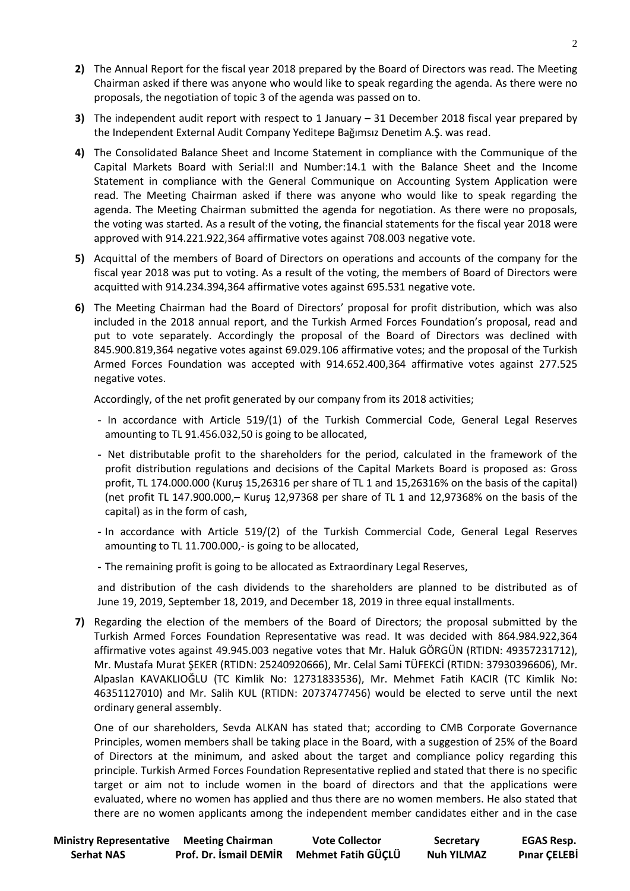2) The Annual Report for the fiscal year 2018 prepared by the Board of Directors was read. The Meeting Chairman asked if there was anyone who would like to speak regarding the agenda. As there were no proposals, the negotiation of topic 3 of the agenda was passed on to.

3) The independent audit report with respect to 1 January – 31 December 2018 fiscal year prepared by the Independent External Audit Company Yeditepe Bağımsız Denetim A.Ş. was read.

4) The Consolidated Balance Sheet and Income Statement in compliance with the Communique of the Capital Markets Board with Serial:II and Number:14.1 with the Balance Sheet and the Income Statement in compliance with the General Communique on Accounting System Application were read. The Meeting Chairman asked if there was anyone who would like to speak regarding the agenda. The Meeting Chairman submitted the agenda for negotiation. As there were no proposals, the voting was started. As a result of the voting, the financial statements for the fiscal year 2018 were approved with 914.221.922,364 affirmative votes against 708.003 negative vote.

5) Acquittal of the members of Board of Directors on operations and accounts of the company for the fiscal year 2018 was put to voting. As a result of the voting, the members of Board of Directors were acquitted with 914.234.394,364 affirmative votes against 695.531 negative vote.

6) The Meeting Chairman had the Board of Directors' proposal for profit distribution, which was also included in the 2018 annual report, and the Turkish Armed Forces Foundation's proposal, read and put to vote separately. Accordingly the proposal of the Board of Directors was declined with 845.900.819,364 negative votes against 69.029.106 affirmative votes; and the proposal of the Turkish Armed Forces Foundation was accepted with 914.652.400,364 affirmative votes against 277.525 negative votes.

   Accordingly, of the net profit generated by our company from its 2018 activities;

   - In accordance with Article 519/(1) of the Turkish Commercial Code, General Legal Reserves amounting to TL 91.456.032,50 is going to be allocated,
   - Net distributable profit to the shareholders for the period, calculated in the framework of the profit distribution regulations and decisions of the Capital Markets Board is proposed as: Gross profit, TL 174.000.000 (Kuruş 15,26316 per share of TL 1 and 15,26316% on the basis of the capital) (net profit TL 147.900.000,– Kuruş 12,97368 per share of TL 1 and 12,97368% on the basis of the capital) as in the form of cash,
   - In accordance with Article 519/(2) of the Turkish Commercial Code, General Legal Reserves amounting to TL 11.700.000,- is going to be allocated,
   - The remaining profit is going to be allocated as Extraordinary Legal Reserves,

   and distribution of the cash dividends to the shareholders are planned to be distributed as of June 19, 2019, September 18, 2019, and December 18, 2019 in three equal installments.

7) Regarding the election of the members of the Board of Directors; the proposal submitted by the Turkish Armed Forces Foundation Representative was read. It was decided with 864.984.922,364 affirmative votes against 49.945.003 negative votes that Mr. Haluk GÖRGÜN (RTIDN: 49357231712), Mr. Mustafa Murat ŞEKER (RTIDN: 25240920666), Mr. Celal Sami TÜFEKCİ (RTIDN: 37930396606), Mr. Alpaslan KAVAKLIOĞLU (TC Kimlik No: 12731833536), Mr. Mehmet Fatih KACIR (TC Kimlik No: 46351127010) and Mr. Salih KUL (RTIDN: 20737477456) would be elected to serve until the next ordinary general assembly.

   One of our shareholders, Sevda ALKAN has stated that; according to CMB Corporate Governance Principles, women members shall be taking place in the Board, with a suggestion of 25% of the Board of Directors at the minimum, and asked about the target and compliance policy regarding this principle. Turkish Armed Forces Foundation Representative replied and stated that there is no specific target or aim not to include women in the board of directors and that the applications were evaluated, where no women has applied and thus there are no women members. He also stated that there are no women applicants among the independent member candidates either and in the case

| Ministry Representative | Meeting Chairman | Vote Collector | Secretary | EGAS Resp. |
|---|---|---|---|---|
| Serhat NAS | Prof. Dr. İsmail DEMİR | Mehmet Fatih GÜÇLÜ | Nuh YILMAZ | Pınar ÇELEBİ |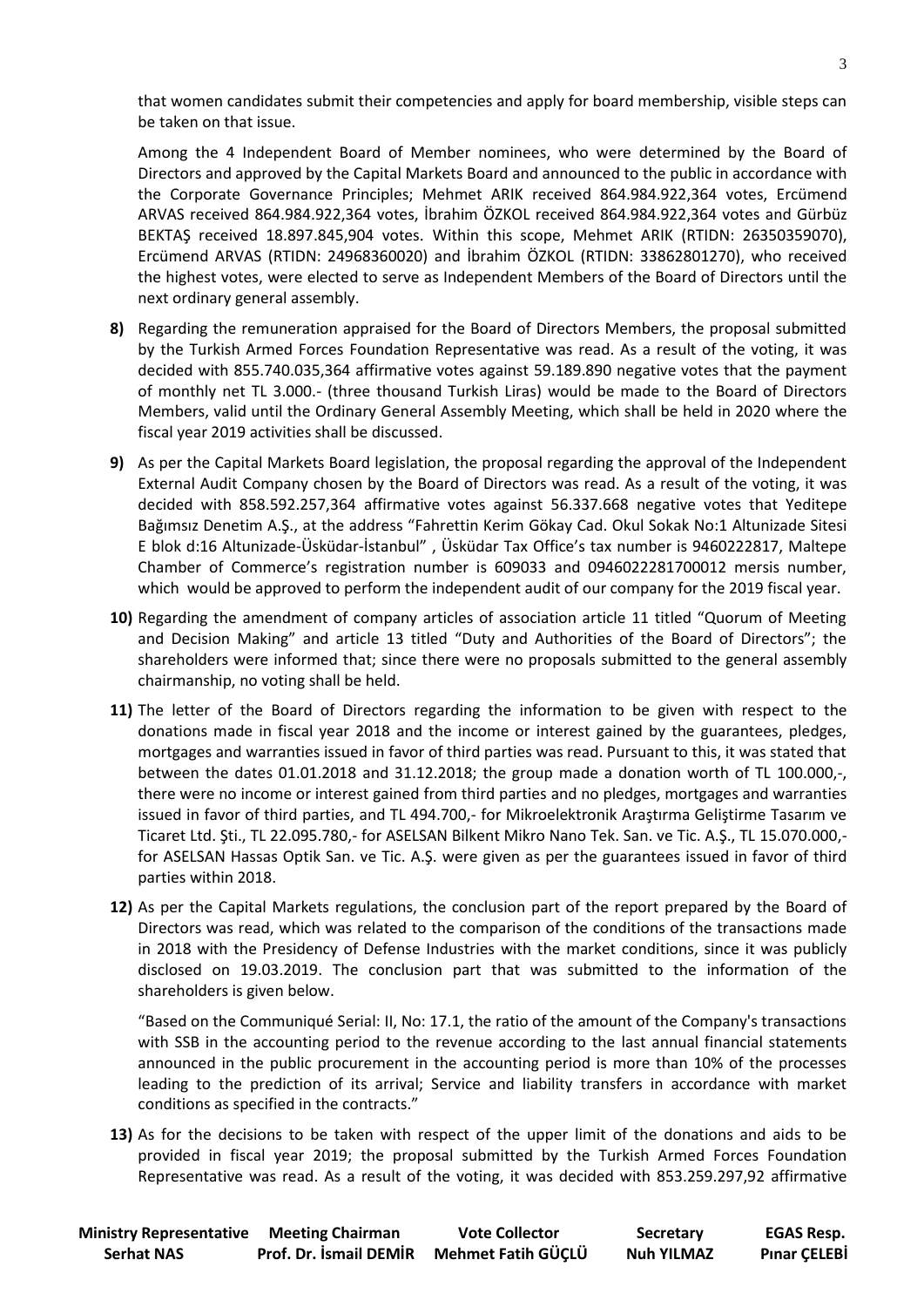that women candidates submit their competencies and apply for board membership, visible steps can be taken on that issue.

Among the 4 Independent Board of Member nominees, who were determined by the Board of Directors and approved by the Capital Markets Board and announced to the public in accordance with the Corporate Governance Principles; Mehmet ARIK received 864.984.922,364 votes, Ercümend ARVAS received 864.984.922,364 votes, İbrahim ÖZKOL received 864.984.922,364 votes and Gürbüz BEKTAŞ received 18.897.845,904 votes. Within this scope, Mehmet ARIK (RTIDN: 26350359070), Ercümend ARVAS (RTIDN: 24968360020) and İbrahim ÖZKOL (RTIDN: 33862801270), who received the highest votes, were elected to serve as Independent Members of the Board of Directors until the next ordinary general assembly.

**8)** Regarding the remuneration appraised for the Board of Directors Members, the proposal submitted by the Turkish Armed Forces Foundation Representative was read. As a result of the voting, it was decided with 855.740.035,364 affirmative votes against 59.189.890 negative votes that the payment of monthly net TL 3.000.- (three thousand Turkish Liras) would be made to the Board of Directors Members, valid until the Ordinary General Assembly Meeting, which shall be held in 2020 where the fiscal year 2019 activities shall be discussed.

**9)** As per the Capital Markets Board legislation, the proposal regarding the approval of the Independent External Audit Company chosen by the Board of Directors was read. As a result of the voting, it was decided with 858.592.257,364 affirmative votes against 56.337.668 negative votes that Yeditepe Bağımsız Denetim A.Ş., at the address "Fahrettin Kerim Gökay Cad. Okul Sokak No:1 Altunizade Sitesi E blok d:16 Altunizade-Üsküdar-İstanbul" , Üsküdar Tax Office's tax number is 9460222817, Maltepe Chamber of Commerce's registration number is 609033 and 0946022281700012 mersis number, which would be approved to perform the independent audit of our company for the 2019 fiscal year.

**10)** Regarding the amendment of company articles of association article 11 titled "Quorum of Meeting and Decision Making" and article 13 titled "Duty and Authorities of the Board of Directors"; the shareholders were informed that; since there were no proposals submitted to the general assembly chairmanship, no voting shall be held.

**11)** The letter of the Board of Directors regarding the information to be given with respect to the donations made in fiscal year 2018 and the income or interest gained by the guarantees, pledges, mortgages and warranties issued in favor of third parties was read. Pursuant to this, it was stated that between the dates 01.01.2018 and 31.12.2018; the group made a donation worth of TL 100.000,-, there were no income or interest gained from third parties and no pledges, mortgages and warranties issued in favor of third parties, and TL 494.700,- for Mikroelektronik Araştırma Geliştirme Tasarım ve Ticaret Ltd. Şti., TL 22.095.780,- for ASELSAN Bilkent Mikro Nano Tek. San. ve Tic. A.Ş., TL 15.070.000,- for ASELSAN Hassas Optik San. ve Tic. A.Ş. were given as per the guarantees issued in favor of third parties within 2018.

**12)** As per the Capital Markets regulations, the conclusion part of the report prepared by the Board of Directors was read, which was related to the comparison of the conditions of the transactions made in 2018 with the Presidency of Defense Industries with the market conditions, since it was publicly disclosed on 19.03.2019. The conclusion part that was submitted to the information of the shareholders is given below.

"Based on the Communiqué Serial: II, No: 17.1, the ratio of the amount of the Company's transactions with SSB in the accounting period to the revenue according to the last annual financial statements announced in the public procurement in the accounting period is more than 10% of the processes leading to the prediction of its arrival; Service and liability transfers in accordance with market conditions as specified in the contracts."

**13)** As for the decisions to be taken with respect of the upper limit of the donations and aids to be provided in fiscal year 2019; the proposal submitted by the Turkish Armed Forces Foundation Representative was read. As a result of the voting, it was decided with 853.259.297,92 affirmative

| Ministry Representative | Meeting Chairman | Vote Collector | Secretary | EGAS Resp. |
|---|---|---|---|---|
| Serhat NAS | Prof. Dr. İsmail DEMİR | Mehmet Fatih GÜÇLÜ | Nuh YILMAZ | Pınar ÇELEBİ |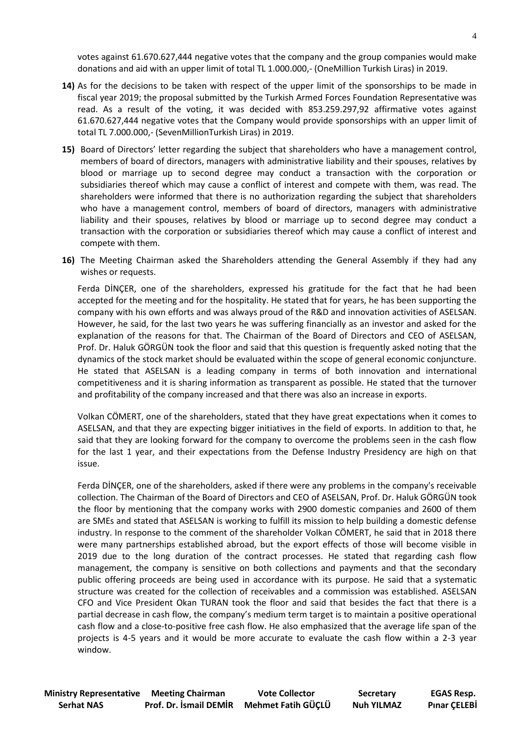votes against 61.670.627,444 negative votes that the company and the group companies would make donations and aid with an upper limit of total TL 1.000.000,- (OneMillion Turkish Liras) in 2019.

**14)** As for the decisions to be taken with respect of the upper limit of the sponsorships to be made in fiscal year 2019; the proposal submitted by the Turkish Armed Forces Foundation Representative was read. As a result of the voting, it was decided with 853.259.297,92 affirmative votes against 61.670.627,444 negative votes that the Company would provide sponsorships with an upper limit of total TL 7.000.000,- (SevenMillionTurkish Liras) in 2019.

**15)** Board of Directors' letter regarding the subject that shareholders who have a management control, members of board of directors, managers with administrative liability and their spouses, relatives by blood or marriage up to second degree may conduct a transaction with the corporation or subsidiaries thereof which may cause a conflict of interest and compete with them, was read. The shareholders were informed that there is no authorization regarding the subject that shareholders who have a management control, members of board of directors, managers with administrative liability and their spouses, relatives by blood or marriage up to second degree may conduct a transaction with the corporation or subsidiaries thereof which may cause a conflict of interest and compete with them.

**16)** The Meeting Chairman asked the Shareholders attending the General Assembly if they had any wishes or requests.

Ferda DİNÇER, one of the shareholders, expressed his gratitude for the fact that he had been accepted for the meeting and for the hospitality. He stated that for years, he has been supporting the company with his own efforts and was always proud of the R&D and innovation activities of ASELSAN. However, he said, for the last two years he was suffering financially as an investor and asked for the explanation of the reasons for that. The Chairman of the Board of Directors and CEO of ASELSAN, Prof. Dr. Haluk GÖRGÜN took the floor and said that this question is frequently asked noting that the dynamics of the stock market should be evaluated within the scope of general economic conjuncture. He stated that ASELSAN is a leading company in terms of both innovation and international competitiveness and it is sharing information as transparent as possible. He stated that the turnover and profitability of the company increased and that there was also an increase in exports.

Volkan CÖMERT, one of the shareholders, stated that they have great expectations when it comes to ASELSAN, and that they are expecting bigger initiatives in the field of exports. In addition to that, he said that they are looking forward for the company to overcome the problems seen in the cash flow for the last 1 year, and their expectations from the Defense Industry Presidency are high on that issue.

Ferda DİNÇER, one of the shareholders, asked if there were any problems in the company's receivable collection. The Chairman of the Board of Directors and CEO of ASELSAN, Prof. Dr. Haluk GÖRGÜN took the floor by mentioning that the company works with 2900 domestic companies and 2600 of them are SMEs and stated that ASELSAN is working to fulfill its mission to help building a domestic defense industry. In response to the comment of the shareholder Volkan CÖMERT, he said that in 2018 there were many partnerships established abroad, but the export effects of those will become visible in 2019 due to the long duration of the contract processes. He stated that regarding cash flow management, the company is sensitive on both collections and payments and that the secondary public offering proceeds are being used in accordance with its purpose. He said that a systematic structure was created for the collection of receivables and a commission was established. ASELSAN CFO and Vice President Okan TURAN took the floor and said that besides the fact that there is a partial decrease in cash flow, the company's medium term target is to maintain a positive operational cash flow and a close-to-positive free cash flow. He also emphasized that the average life span of the projects is 4-5 years and it would be more accurate to evaluate the cash flow within a 2-3 year window.

| Ministry Representative | Meeting Chairman | Vote Collector | Secretary | EGAS Resp. |
|---|---|---|---|---|
| Serhat NAS | Prof. Dr. İsmail DEMİR | Mehmet Fatih GÜÇLÜ | Nuh YILMAZ | Pınar ÇELEBİ |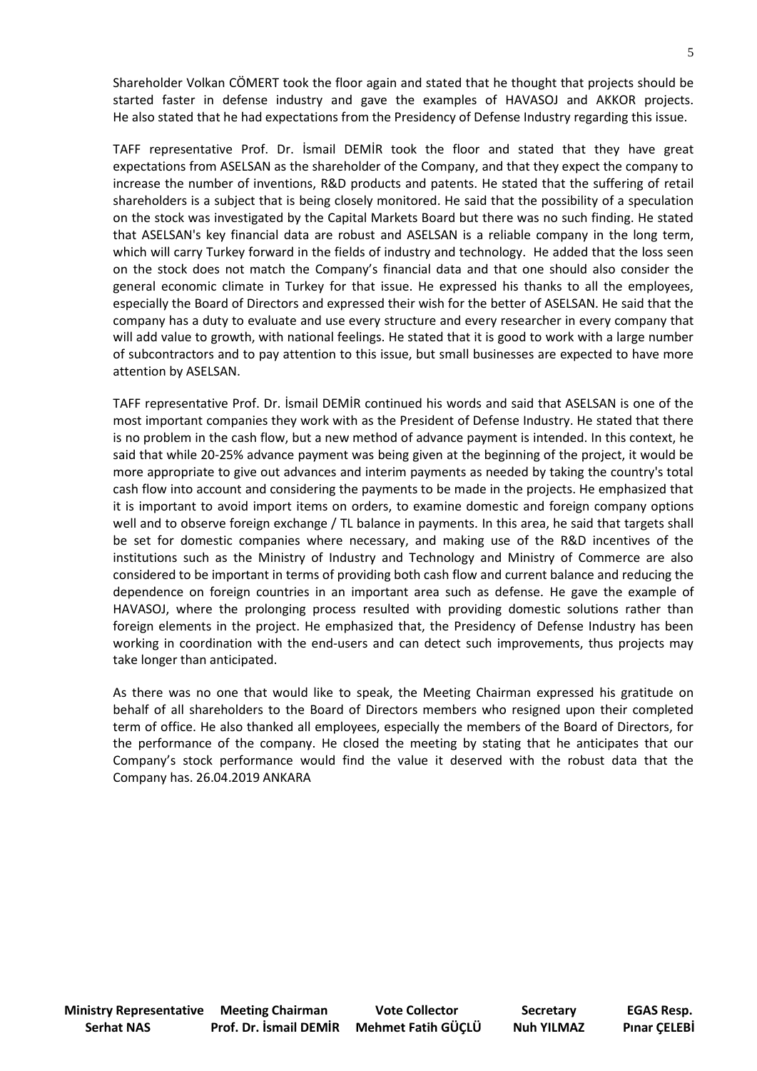Shareholder Volkan CÖMERT took the floor again and stated that he thought that projects should be started faster in defense industry and gave the examples of HAVASOJ and AKKOR projects. He also stated that he had expectations from the Presidency of Defense Industry regarding this issue.

TAFF representative Prof. Dr. İsmail DEMİR took the floor and stated that they have great expectations from ASELSAN as the shareholder of the Company, and that they expect the company to increase the number of inventions, R&D products and patents. He stated that the suffering of retail shareholders is a subject that is being closely monitored. He said that the possibility of a speculation on the stock was investigated by the Capital Markets Board but there was no such finding. He stated that ASELSAN's key financial data are robust and ASELSAN is a reliable company in the long term, which will carry Turkey forward in the fields of industry and technology. He added that the loss seen on the stock does not match the Company's financial data and that one should also consider the general economic climate in Turkey for that issue. He expressed his thanks to all the employees, especially the Board of Directors and expressed their wish for the better of ASELSAN. He said that the company has a duty to evaluate and use every structure and every researcher in every company that will add value to growth, with national feelings. He stated that it is good to work with a large number of subcontractors and to pay attention to this issue, but small businesses are expected to have more attention by ASELSAN.

TAFF representative Prof. Dr. İsmail DEMİR continued his words and said that ASELSAN is one of the most important companies they work with as the President of Defense Industry. He stated that there is no problem in the cash flow, but a new method of advance payment is intended. In this context, he said that while 20-25% advance payment was being given at the beginning of the project, it would be more appropriate to give out advances and interim payments as needed by taking the country's total cash flow into account and considering the payments to be made in the projects. He emphasized that it is important to avoid import items on orders, to examine domestic and foreign company options well and to observe foreign exchange / TL balance in payments. In this area, he said that targets shall be set for domestic companies where necessary, and making use of the R&D incentives of the institutions such as the Ministry of Industry and Technology and Ministry of Commerce are also considered to be important in terms of providing both cash flow and current balance and reducing the dependence on foreign countries in an important area such as defense. He gave the example of HAVASOJ, where the prolonging process resulted with providing domestic solutions rather than foreign elements in the project. He emphasized that, the Presidency of Defense Industry has been working in coordination with the end-users and can detect such improvements, thus projects may take longer than anticipated.

As there was no one that would like to speak, the Meeting Chairman expressed his gratitude on behalf of all shareholders to the Board of Directors members who resigned upon their completed term of office. He also thanked all employees, especially the members of the Board of Directors, for the performance of the company. He closed the meeting by stating that he anticipates that our Company's stock performance would find the value it deserved with the robust data that the Company has. 26.04.2019 ANKARA

| Ministry Representative | Meeting Chairman | Vote Collector | Secretary | EGAS Resp. |
|---|---|---|---|---|
| Serhat NAS | Prof. Dr. İsmail DEMİR | Mehmet Fatih GÜÇLÜ | Nuh YILMAZ | Pınar ÇELEBİ |